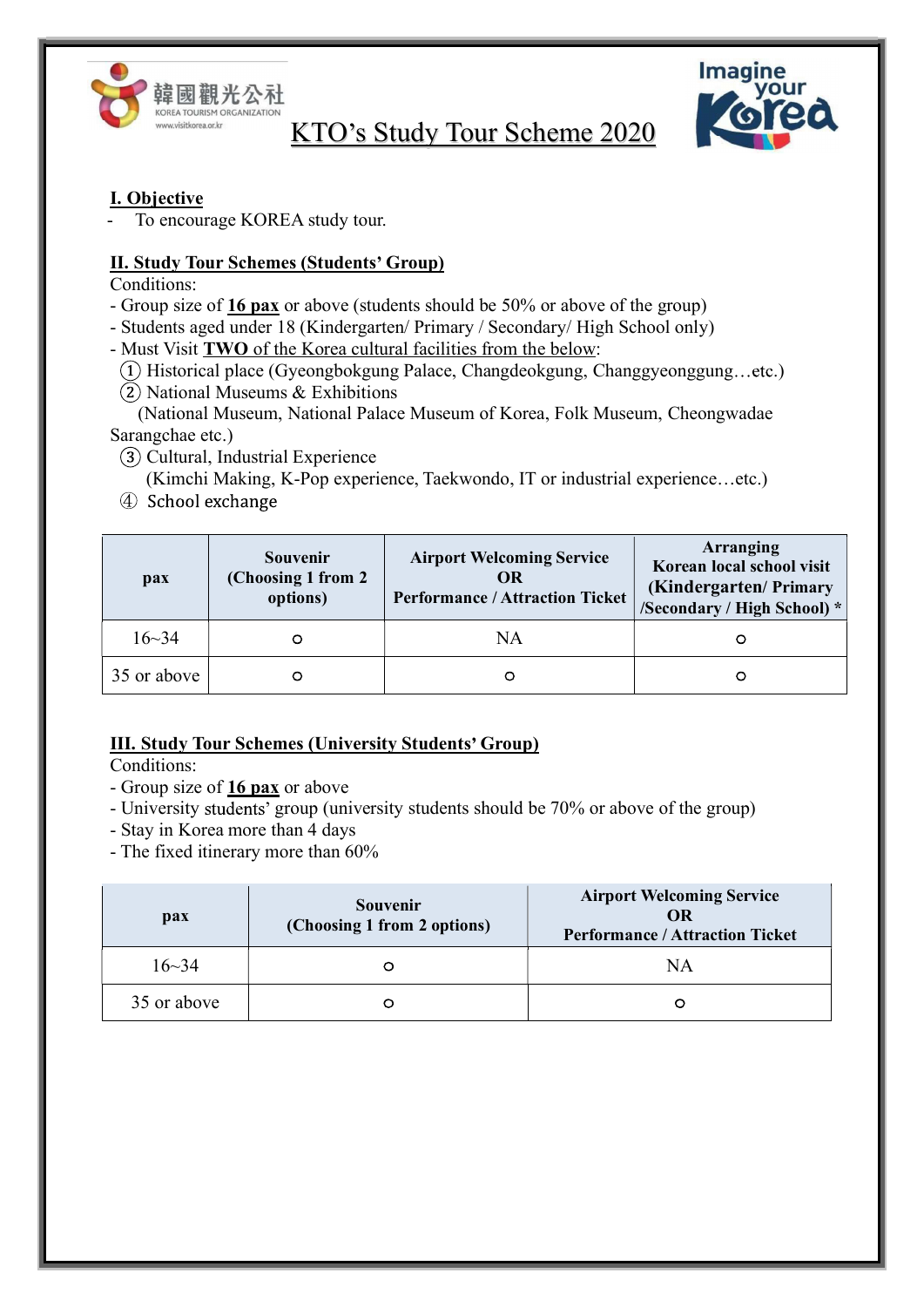# KTO's Study Tour Scheme 2020

## I. Objective

- To encourage KOREA study tour.

## II. Study Tour Schemes (Students' Group)

Conditions:

- Group size of **16 pax** or above (students should be 50% or above of the group)
- Students aged under 18 (Kindergarten/ Primary / Secondary/ High School only)
- Must Visit **TWO** of the Korea cultural facilities from the below:
  1. Historical place (Gyeongbokgung Palace, Changdeokgung, Changgyeonggung…etc.)
  2. National Museums & Exhibitions (National Museum, National Palace Museum of Korea, Folk Museum, Cheongwadae Sarangchae etc.)
  3. Cultural, Industrial Experience (Kimchi Making, K-Pop experience, Taekwondo, IT or industrial experience…etc.)
  4. School exchange

| pax | Souvenir (Choosing 1 from 2 options) | Airport Welcoming Service OR Performance / Attraction Ticket | Arranging Korean local school visit (Kindergarten/ Primary /Secondary / High School) * |
|---|---|---|---|
| 16~34 | ○ | NA | ○ |
| 35 or above | ○ | ○ | ○ |

## III. Study Tour Schemes (University Students' Group)

Conditions:

- Group size of **16 pax** or above
- University students' group (university students should be 70% or above of the group)
- Stay in Korea more than 4 days
- The fixed itinerary more than 60%

| pax | Souvenir (Choosing 1 from 2 options) | Airport Welcoming Service OR Performance / Attraction Ticket |
|---|---|---|
| 16~34 | ○ | NA |
| 35 or above | ○ | ○ |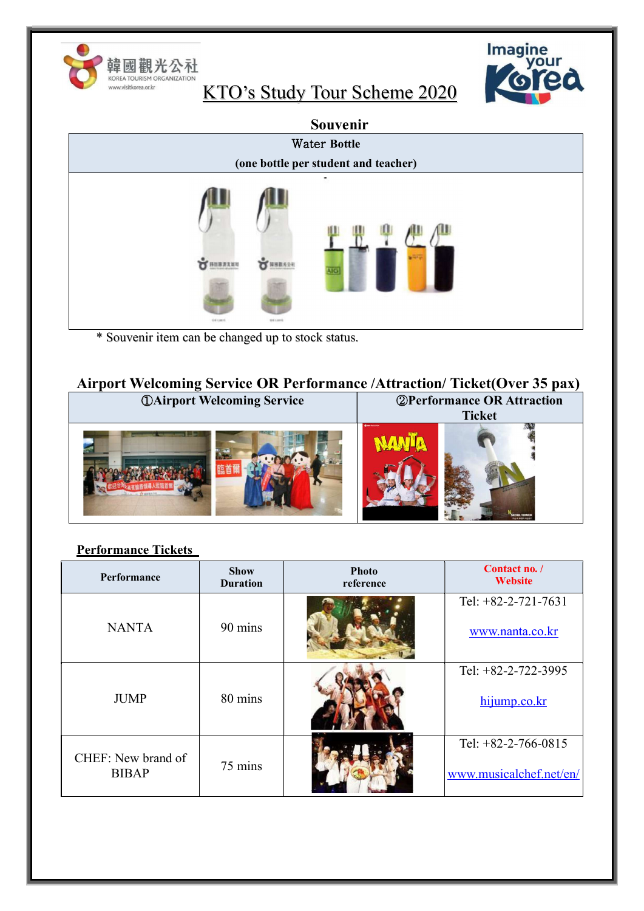# KTO's Study Tour Scheme 2020

## Souvenir

| Water Bottle (one bottle per student and teacher) |
|---|
| |

\* Souvenir item can be changed up to stock status.

## Airport Welcoming Service OR Performance /Attraction/ Ticket(Over 35 pax)

| ①Airport Welcoming Service | ②Performance OR Attraction Ticket |
|---|---|
| | |

### Performance Tickets

| Performance | Show Duration | Photo reference | Contact no. / Website |
|---|---|---|---|
| NANTA | 90 mins | | Tel: +82-2-721-7631 www.nanta.co.kr |
| JUMP | 80 mins | | Tel: +82-2-722-3995 hijump.co.kr |
| CHEF: New brand of BIBAP | 75 mins | | Tel: +82-2-766-0815 www.musicalchef.net/en/ |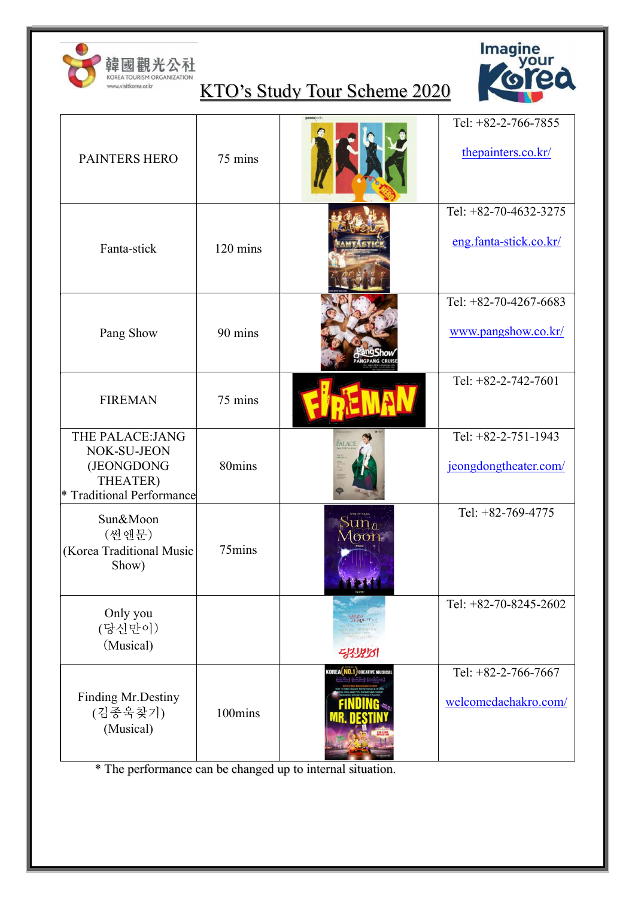# KTO's Study Tour Scheme 2020

| | | | |
|---|---|---|---|
| PAINTERS HERO | 75 mins | | Tel: +82-2-766-7855<br><br>thepainters.co.kr/ |
| Fanta-stick | 120 mins | | Tel: +82-70-4632-3275<br><br>eng.fanta-stick.co.kr/ |
| Pang Show | 90 mins | | Tel: +82-70-4267-6683<br><br>www.pangshow.co.kr/ |
| FIREMAN | 75 mins | | Tel: +82-2-742-7601 |
| THE PALACE:JANG NOK-SU-JEON (JEONGDONG THEATER)<br>* Traditional Performance | 80mins | | Tel: +82-2-751-1943<br><br>jeongdongtheater.com/ |
| Sun&Moon<br>(썬앤문)<br>(Korea Traditional Music Show) | 75mins | | Tel: +82-769-4775 |
| Only you<br>(당신만이)<br>(Musical) | | | Tel: +82-70-8245-2602 |
| Finding Mr.Destiny<br>(김종욱찾기)<br>(Musical) | 100mins | | Tel: +82-2-766-7667<br><br>welcomedaehakro.com/ |

* The performance can be changed up to internal situation.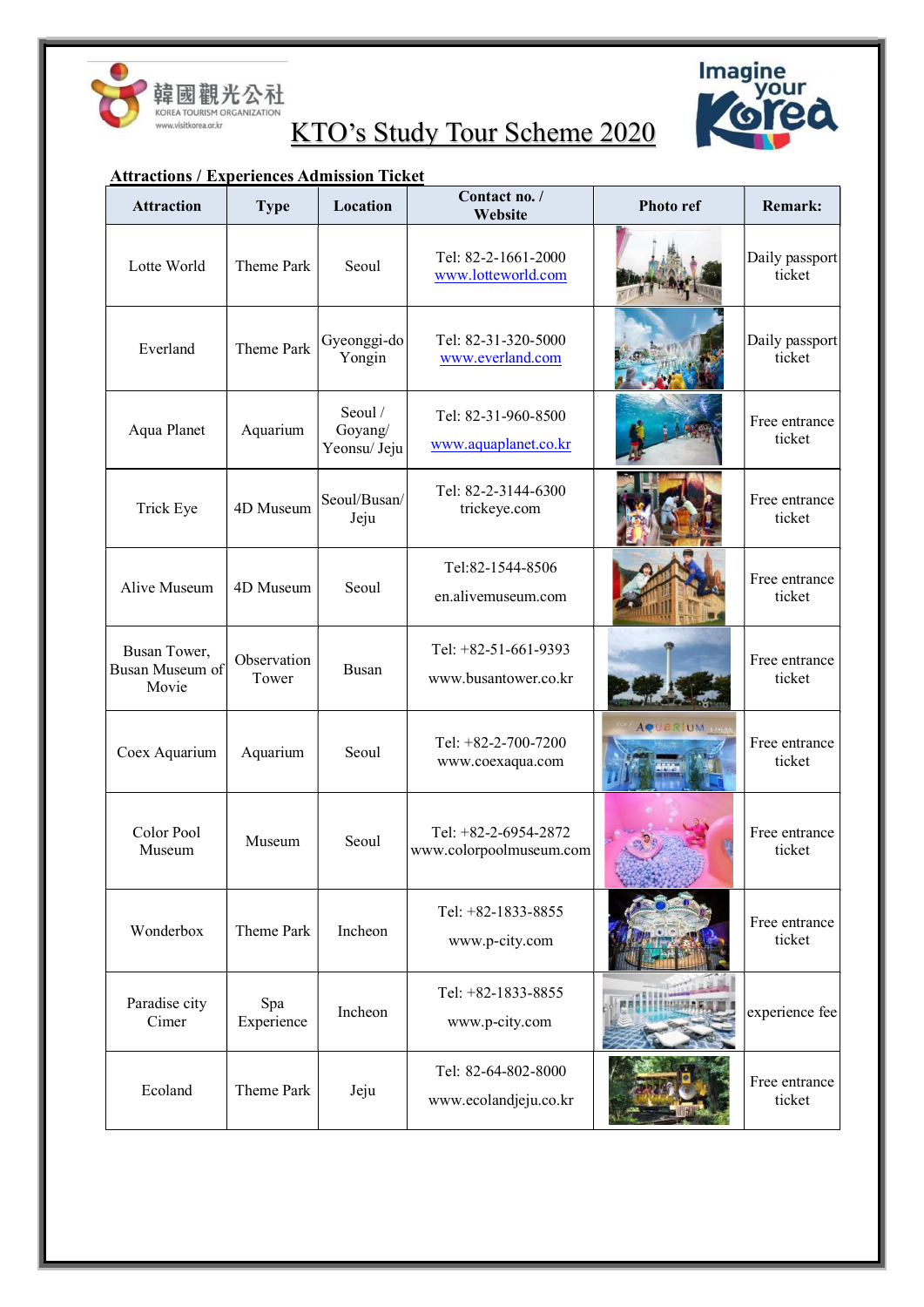# KTO's Study Tour Scheme 2020

**Attractions / Experiences Admission Ticket**

| Attraction | Type | Location | Contact no. / Website | Photo ref | Remark: |
|---|---|---|---|---|---|
| Lotte World | Theme Park | Seoul | Tel: 82-2-1661-2000 www.lotteworld.com | | Daily passport ticket |
| Everland | Theme Park | Gyeonggi-do Yongin | Tel: 82-31-320-5000 www.everland.com | | Daily passport ticket |
| Aqua Planet | Aquarium | Seoul / Goyang/ Yeonsu/ Jeju | Tel: 82-31-960-8500 www.aquaplanet.co.kr | | Free entrance ticket |
| Trick Eye | 4D Museum | Seoul/Busan/ Jeju | Tel: 82-2-3144-6300 trickeye.com | | Free entrance ticket |
| Alive Museum | 4D Museum | Seoul | Tel:82-1544-8506 en.alivemuseum.com | | Free entrance ticket |
| Busan Tower, Busan Museum of Movie | Observation Tower | Busan | Tel: +82-51-661-9393 www.busantower.co.kr | | Free entrance ticket |
| Coex Aquarium | Aquarium | Seoul | Tel: +82-2-700-7200 www.coexaqua.com | | Free entrance ticket |
| Color Pool Museum | Museum | Seoul | Tel: +82-2-6954-2872 www.colorpoolmuseum.com | | Free entrance ticket |
| Wonderbox | Theme Park | Incheon | Tel: +82-1833-8855 www.p-city.com | | Free entrance ticket |
| Paradise city Cimer | Spa Experience | Incheon | Tel: +82-1833-8855 www.p-city.com | | experience fee |
| Ecoland | Theme Park | Jeju | Tel: 82-64-802-8000 www.ecolandjeju.co.kr | | Free entrance ticket |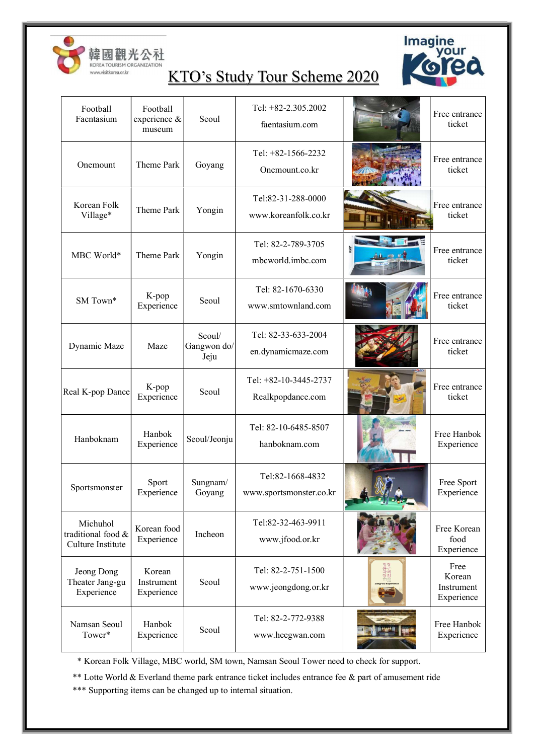# KTO's Study Tour Scheme 2020

| | | | | | |
|---|---|---|---|---|---|
| Football Faentasium | Football experience & museum | Seoul | Tel: +82-2.305.2002<br>faentasium.com | | Free entrance ticket |
| Onemount | Theme Park | Goyang | Tel: +82-1566-2232<br>Onemount.co.kr | | Free entrance ticket |
| Korean Folk Village* | Theme Park | Yongin | Tel:82-31-288-0000<br>www.koreanfolk.co.kr | | Free entrance ticket |
| MBC World* | Theme Park | Yongin | Tel: 82-2-789-3705<br>mbcworld.imbc.com | | Free entrance ticket |
| SM Town* | K-pop Experience | Seoul | Tel: 82-1670-6330<br>www.smtownland.com | | Free entrance ticket |
| Dynamic Maze | Maze | Seoul/ Gangwon do/ Jeju | Tel: 82-33-633-2004<br>en.dynamicmaze.com | | Free entrance ticket |
| Real K-pop Dance | K-pop Experience | Seoul | Tel: +82-10-3445-2737<br>Realkpopdance.com | | Free entrance ticket |
| Hanboknam | Hanbok Experience | Seoul/Jeonju | Tel: 82-10-6485-8507<br>hanboknam.com | | Free Hanbok Experience |
| Sportsmonster | Sport Experience | Sungnam/ Goyang | Tel:82-1668-4832<br>www.sportsmonster.co.kr | | Free Sport Experience |
| Michuhol traditional food & Culture Institute | Korean food Experience | Incheon | Tel:82-32-463-9911<br>www.jfood.or.kr | | Free Korean food Experience |
| Jeong Dong Theater Jang-gu Experience | Korean Instrument Experience | Seoul | Tel: 82-2-751-1500<br>www.jeongdong.or.kr | | Free Korean Instrument Experience |
| Namsan Seoul Tower* | Hanbok Experience | Seoul | Tel: 82-2-772-9388<br>www.heegwan.com | | Free Hanbok Experience |

\* Korean Folk Village, MBC world, SM town, Namsan Seoul Tower need to check for support.

\*\* Lotte World & Everland theme park entrance ticket includes entrance fee & part of amusement ride

\*\*\* Supporting items can be changed up to internal situation.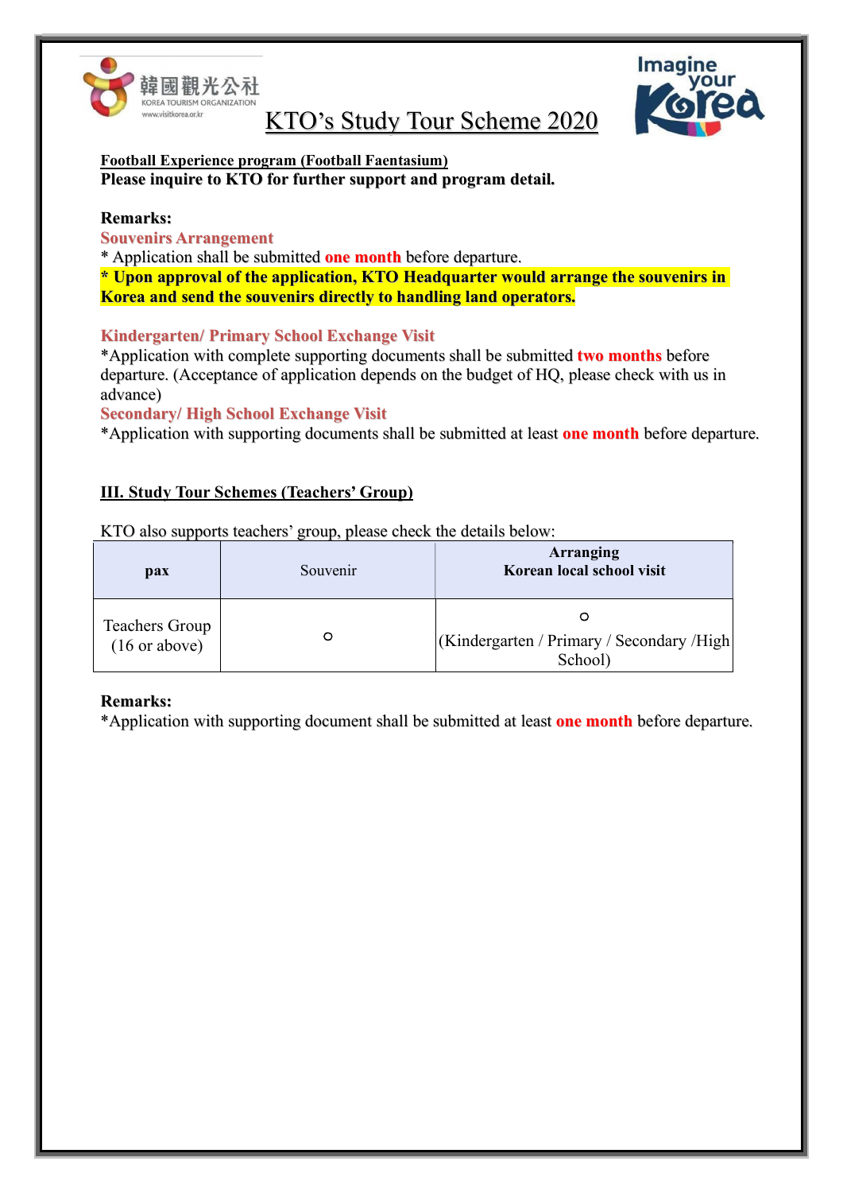# KTO's Study Tour Scheme 2020

**Football Experience program (Football Faentasium)**

**Please inquire to KTO for further support and program detail.**

**Remarks:**

**Souvenirs Arrangement**

* Application shall be submitted **one month** before departure.

**\* Upon approval of the application, KTO Headquarter would arrange the souvenirs in Korea and send the souvenirs directly to handling land operators.**

**Kindergarten/ Primary School Exchange Visit**

*Application with complete supporting documents shall be submitted **two months** before departure. (Acceptance of application depends on the budget of HQ, please check with us in advance)

**Secondary/ High School Exchange Visit**

*Application with supporting documents shall be submitted at least **one month** before departure.

## III. Study Tour Schemes (Teachers' Group)

KTO also supports teachers' group, please check the details below:

| pax | Souvenir | Arranging Korean local school visit |
|---|---|---|
| Teachers Group (16 or above) | ○ | ○ (Kindergarten / Primary / Secondary /High School) |

**Remarks:**

*Application with supporting document shall be submitted at least **one month** before departure.